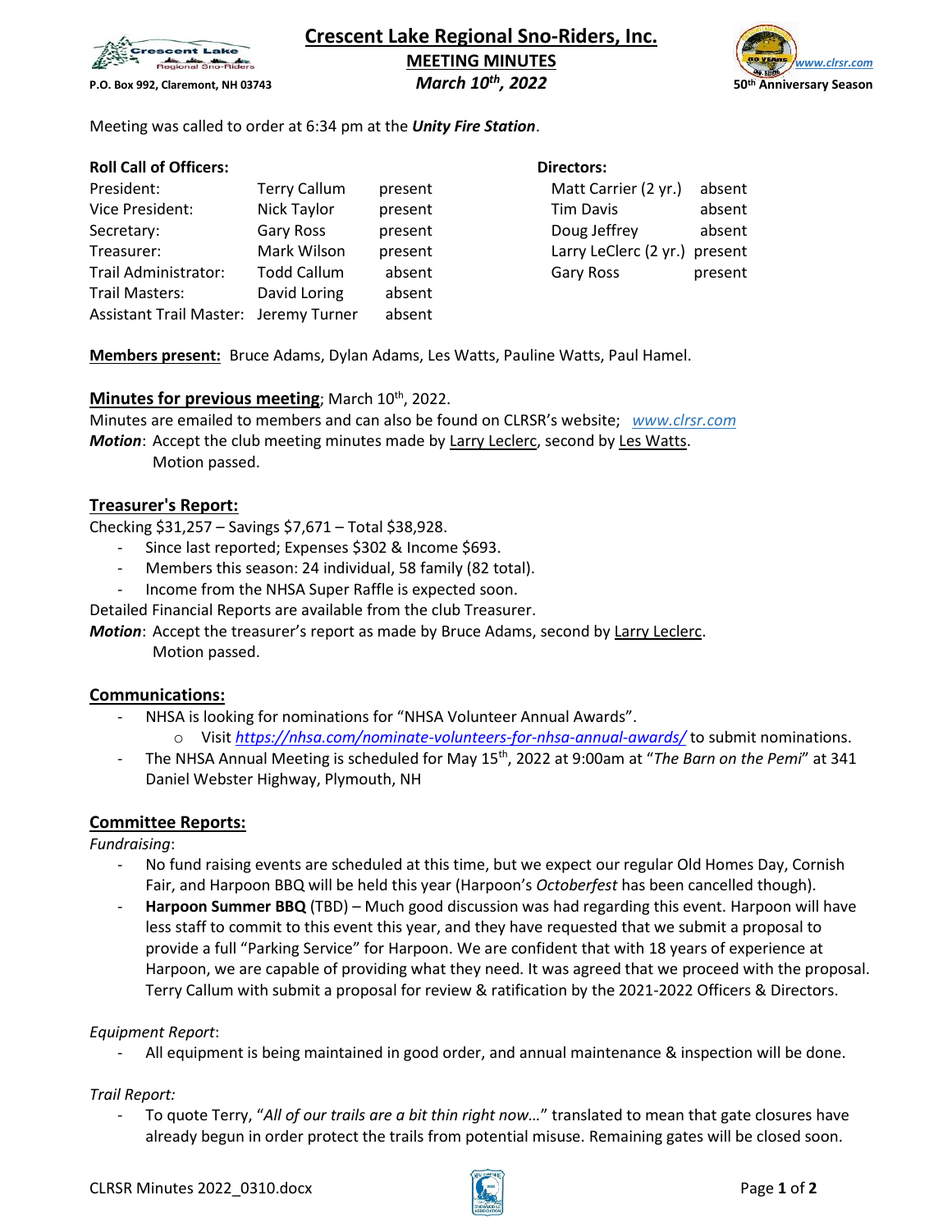# Crescent Lake Regional Sno-Riders, Inc.

## MEETING MINUTES

***March 10th, 2022***

P.O. Box 992, Claremont, NH 03743

*www.clrsr.com*
**50th Anniversary Season**

Meeting was called to order at 6:34 pm at the ***Unity Fire Station***.

**Roll Call of Officers:**

| | | |
|---|---|---|
| President: | Terry Callum | present |
| Vice President: | Nick Taylor | present |
| Secretary: | Gary Ross | present |
| Treasurer: | Mark Wilson | present |
| Trail Administrator: | Todd Callum | absent |
| Trail Masters: | David Loring | absent |
| Assistant Trail Master: | Jeremy Turner | absent |

**Directors:**

| | |
|---|---|
| Matt Carrier (2 yr.) | absent |
| Tim Davis | absent |
| Doug Jeffrey | absent |
| Larry LeClerc (2 yr.) | present |
| Gary Ross | present |

**Members present:** Bruce Adams, Dylan Adams, Les Watts, Pauline Watts, Paul Hamel.

### Minutes for previous meeting; March 10th, 2022.

Minutes are emailed to members and can also be found on CLRSR's website; *www.clrsr.com*

***Motion***: Accept the club meeting minutes made by Larry Leclerc, second by Les Watts.
Motion passed.

### Treasurer's Report:

Checking $31,257 – Savings $7,671 – Total $38,928.

- Since last reported; Expenses $302 & Income $693.
- Members this season: 24 individual, 58 family (82 total).
- Income from the NHSA Super Raffle is expected soon.

Detailed Financial Reports are available from the club Treasurer.

***Motion***: Accept the treasurer's report as made by Bruce Adams, second by Larry Leclerc.
Motion passed.

### Communications:

- NHSA is looking for nominations for "NHSA Volunteer Annual Awards".
  - Visit *https://nhsa.com/nominate-volunteers-for-nhsa-annual-awards/* to submit nominations.
- The NHSA Annual Meeting is scheduled for May 15th, 2022 at 9:00am at "*The Barn on the Pemi*" at 341 Daniel Webster Highway, Plymouth, NH

### Committee Reports:

*Fundraising*:

- No fund raising events are scheduled at this time, but we expect our regular Old Homes Day, Cornish Fair, and Harpoon BBQ will be held this year (Harpoon's *Octoberfest* has been cancelled though).
- **Harpoon Summer BBQ** (TBD) – Much good discussion was had regarding this event. Harpoon will have less staff to commit to this event this year, and they have requested that we submit a proposal to provide a full "Parking Service" for Harpoon. We are confident that with 18 years of experience at Harpoon, we are capable of providing what they need. It was agreed that we proceed with the proposal. Terry Callum with submit a proposal for review & ratification by the 2021-2022 Officers & Directors.

*Equipment Report*:

- All equipment is being maintained in good order, and annual maintenance & inspection will be done.

*Trail Report:*

- To quote Terry, "*All of our trails are a bit thin right now…*" translated to mean that gate closures have already begun in order protect the trails from potential misuse. Remaining gates will be closed soon.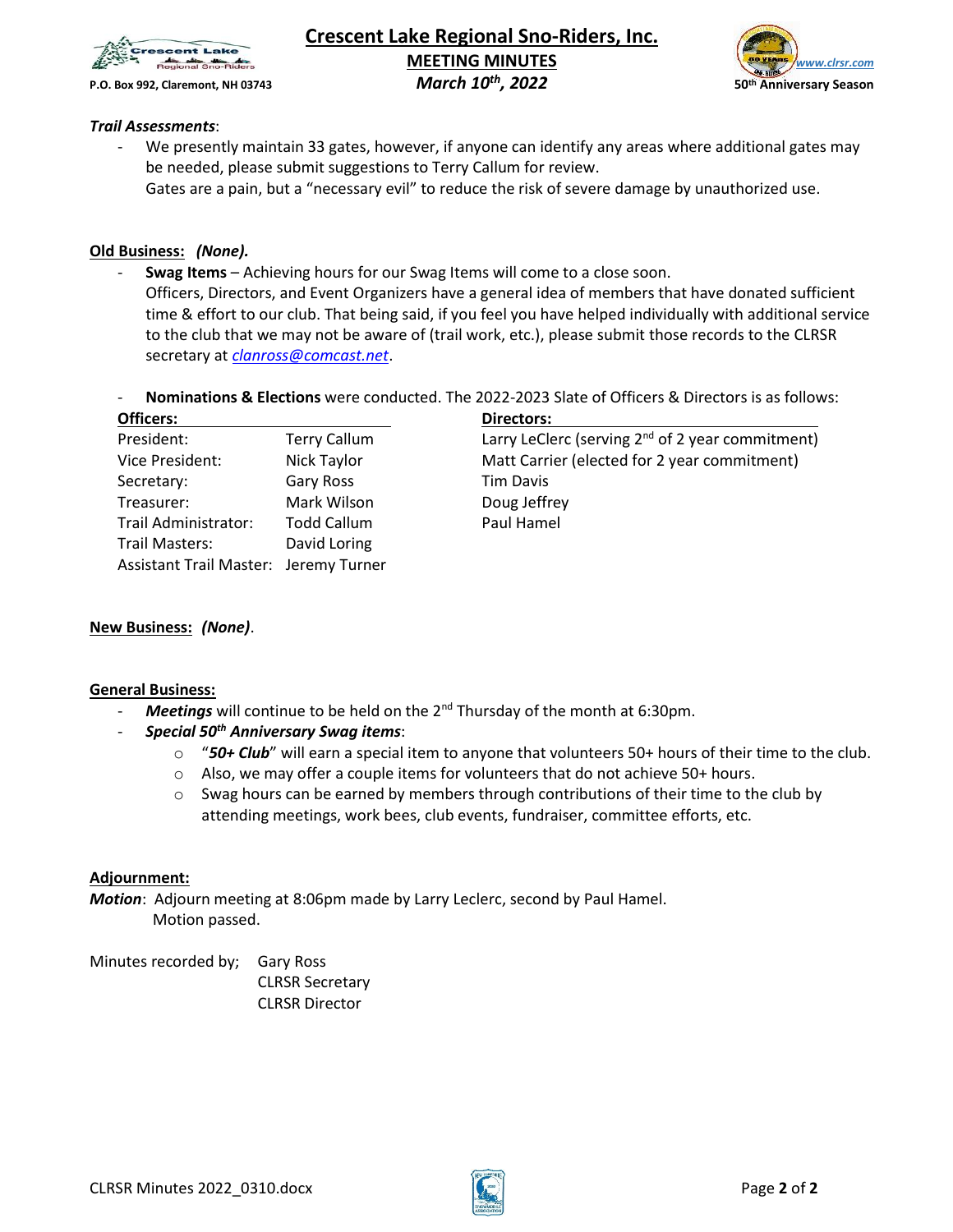***Trail Assessments***:

- We presently maintain 33 gates, however, if anyone can identify any areas where additional gates may be needed, please submit suggestions to Terry Callum for review.
  Gates are a pain, but a "necessary evil" to reduce the risk of severe damage by unauthorized use.

**Old Business:** ***(None).***

- **Swag Items** – Achieving hours for our Swag Items will come to a close soon.
  Officers, Directors, and Event Organizers have a general idea of members that have donated sufficient time & effort to our club. That being said, if you feel you have helped individually with additional service to the club that we may not be aware of (trail work, etc.), please submit those records to the CLRSR secretary at *clanross@comcast.net*.

- **Nominations & Elections** were conducted. The 2022-2023 Slate of Officers & Directors is as follows:

| **Officers:** | |
|---|---|
| President: | Terry Callum |
| Vice President: | Nick Taylor |
| Secretary: | Gary Ross |
| Treasurer: | Mark Wilson |
| Trail Administrator: | Todd Callum |
| Trail Masters: | David Loring |
| Assistant Trail Master: | Jeremy Turner |

| **Directors:** |
|---|
| Larry LeClerc (serving 2nd of 2 year commitment) |
| Matt Carrier (elected for 2 year commitment) |
| Tim Davis |
| Doug Jeffrey |
| Paul Hamel |

**New Business:** ***(None)***.

**General Business:**

- ***Meetings*** will continue to be held on the 2nd Thursday of the month at 6:30pm.
- ***Special 50th Anniversary Swag items***:
  - "***50+ Club***" will earn a special item to anyone that volunteers 50+ hours of their time to the club.
  - Also, we may offer a couple items for volunteers that do not achieve 50+ hours.
  - Swag hours can be earned by members through contributions of their time to the club by attending meetings, work bees, club events, fundraiser, committee efforts, etc.

**Adjournment:**

***Motion***: Adjourn meeting at 8:06pm made by Larry Leclerc, second by Paul Hamel.
Motion passed.

Minutes recorded by; Gary Ross
CLRSR Secretary
CLRSR Director